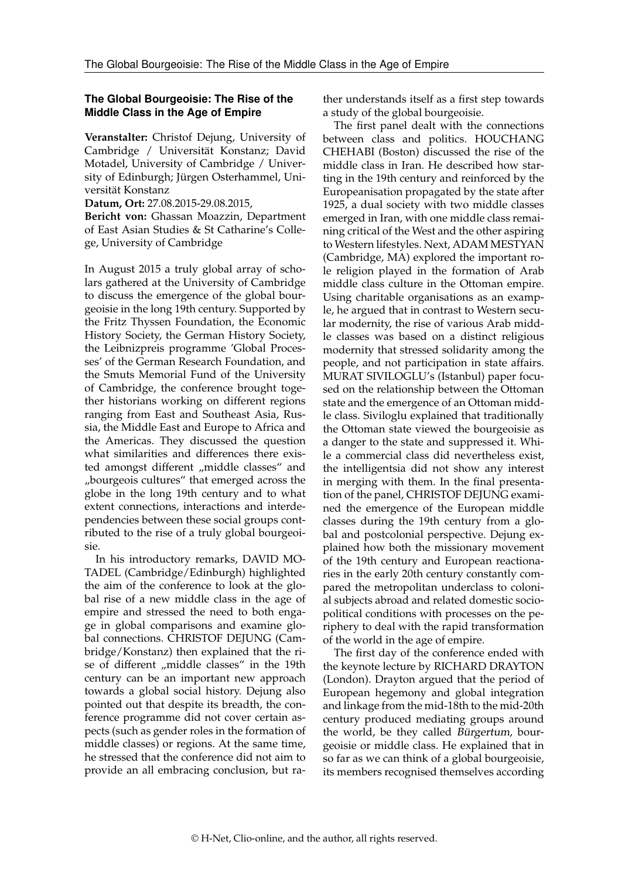## The Global Bourgeoisie: The Rise of the Middle Class in the Age of Empire

**Veranstalter:** Christof Dejung, University of Cambridge / Universität Konstanz; David Motadel, University of Cambridge / University of Edinburgh; Jürgen Osterhammel, Universität Konstanz

**Datum, Ort:** 27.08.2015-29.08.2015,

**Bericht von:** Ghassan Moazzin, Department of East Asian Studies & St Catharine's College, University of Cambridge

In August 2015 a truly global array of scholars gathered at the University of Cambridge to discuss the emergence of the global bourgeoisie in the long 19th century. Supported by the Fritz Thyssen Foundation, the Economic History Society, the German History Society, the Leibnizpreis programme 'Global Processes' of the German Research Foundation, and the Smuts Memorial Fund of the University of Cambridge, the conference brought together historians working on different regions ranging from East and Southeast Asia, Russia, the Middle East and Europe to Africa and the Americas. They discussed the question what similarities and differences there existed amongst different „middle classes" and „bourgeois cultures" that emerged across the globe in the long 19th century and to what extent connections, interactions and interdependencies between these social groups contributed to the rise of a truly global bourgeoisie.

In his introductory remarks, DAVID MOTADEL (Cambridge/Edinburgh) highlighted the aim of the conference to look at the global rise of a new middle class in the age of empire and stressed the need to both engage in global comparisons and examine global connections. CHRISTOF DEJUNG (Cambridge/Konstanz) then explained that the rise of different „middle classes" in the 19th century can be an important new approach towards a global social history. Dejung also pointed out that despite its breadth, the conference programme did not cover certain aspects (such as gender roles in the formation of middle classes) or regions. At the same time, he stressed that the conference did not aim to provide an all embracing conclusion, but rather understands itself as a first step towards a study of the global bourgeoisie.

The first panel dealt with the connections between class and politics. HOUCHANG CHEHABI (Boston) discussed the rise of the middle class in Iran. He described how starting in the 19th century and reinforced by the Europeanisation propagated by the state after 1925, a dual society with two middle classes emerged in Iran, with one middle class remaining critical of the West and the other aspiring to Western lifestyles. Next, ADAM MESTYAN (Cambridge, MA) explored the important role religion played in the formation of Arab middle class culture in the Ottoman empire. Using charitable organisations as an example, he argued that in contrast to Western secular modernity, the rise of various Arab middle classes was based on a distinct religious modernity that stressed solidarity among the people, and not participation in state affairs. MURAT SIVILOGLU's (Istanbul) paper focused on the relationship between the Ottoman state and the emergence of an Ottoman middle class. Siviloglu explained that traditionally the Ottoman state viewed the bourgeoisie as a danger to the state and suppressed it. While a commercial class did nevertheless exist, the intelligentsia did not show any interest in merging with them. In the final presentation of the panel, CHRISTOF DEJUNG examined the emergence of the European middle classes during the 19th century from a global and postcolonial perspective. Dejung explained how both the missionary movement of the 19th century and European reactionaries in the early 20th century constantly compared the metropolitan underclass to colonial subjects abroad and related domestic sociopolitical conditions with processes on the periphery to deal with the rapid transformation of the world in the age of empire.

The first day of the conference ended with the keynote lecture by RICHARD DRAYTON (London). Drayton argued that the period of European hegemony and global integration and linkage from the mid-18th to the mid-20th century produced mediating groups around the world, be they called *Bürgertum*, bourgeoisie or middle class. He explained that in so far as we can think of a global bourgeoisie, its members recognised themselves according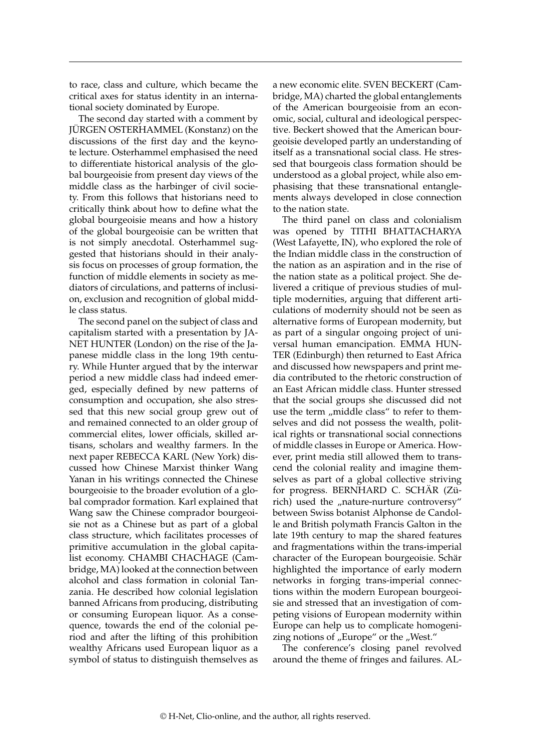to race, class and culture, which became the critical axes for status identity in an international society dominated by Europe.

The second day started with a comment by JÜRGEN OSTERHAMMEL (Konstanz) on the discussions of the first day and the keynote lecture. Osterhammel emphasised the need to differentiate historical analysis of the global bourgeoisie from present day views of the middle class as the harbinger of civil society. From this follows that historians need to critically think about how to define what the global bourgeoisie means and how a history of the global bourgeoisie can be written that is not simply anecdotal. Osterhammel suggested that historians should in their analysis focus on processes of group formation, the function of middle elements in society as mediators of circulations, and patterns of inclusion, exclusion and recognition of global middle class status.

The second panel on the subject of class and capitalism started with a presentation by JANET HUNTER (London) on the rise of the Japanese middle class in the long 19th century. While Hunter argued that by the interwar period a new middle class had indeed emerged, especially defined by new patterns of consumption and occupation, she also stressed that this new social group grew out of and remained connected to an older group of commercial elites, lower officials, skilled artisans, scholars and wealthy farmers. In the next paper REBECCA KARL (New York) discussed how Chinese Marxist thinker Wang Yanan in his writings connected the Chinese bourgeoisie to the broader evolution of a global comprador formation. Karl explained that Wang saw the Chinese comprador bourgeoisie not as a Chinese but as part of a global class structure, which facilitates processes of primitive accumulation in the global capitalist economy. CHAMBI CHACHAGE (Cambridge, MA) looked at the connection between alcohol and class formation in colonial Tanzania. He described how colonial legislation banned Africans from producing, distributing or consuming European liquor. As a consequence, towards the end of the colonial period and after the lifting of this prohibition wealthy Africans used European liquor as a symbol of status to distinguish themselves as a new economic elite. SVEN BECKERT (Cambridge, MA) charted the global entanglements of the American bourgeoisie from an economic, social, cultural and ideological perspective. Beckert showed that the American bourgeoisie developed partly an understanding of itself as a transnational social class. He stressed that bourgeois class formation should be understood as a global project, while also emphasising that these transnational entanglements always developed in close connection to the nation state.

The third panel on class and colonialism was opened by TITHI BHATTACHARYA (West Lafayette, IN), who explored the role of the Indian middle class in the construction of the nation as an aspiration and in the rise of the nation state as a political project. She delivered a critique of previous studies of multiple modernities, arguing that different articulations of modernity should not be seen as alternative forms of European modernity, but as part of a singular ongoing project of universal human emancipation. EMMA HUNTER (Edinburgh) then returned to East Africa and discussed how newspapers and print media contributed to the rhetoric construction of an East African middle class. Hunter stressed that the social groups she discussed did not use the term „middle class" to refer to themselves and did not possess the wealth, political rights or transnational social connections of middle classes in Europe or America. However, print media still allowed them to transcend the colonial reality and imagine themselves as part of a global collective striving for progress. BERNHARD C. SCHÄR (Zürich) used the „nature-nurture controversy" between Swiss botanist Alphonse de Candolle and British polymath Francis Galton in the late 19th century to map the shared features and fragmentations within the trans-imperial character of the European bourgeoisie. Schär highlighted the importance of early modern networks in forging trans-imperial connections within the modern European bourgeoisie and stressed that an investigation of competing visions of European modernity within Europe can help us to complicate homogenizing notions of „Europe" or the „West."

The conference's closing panel revolved around the theme of fringes and failures. AL-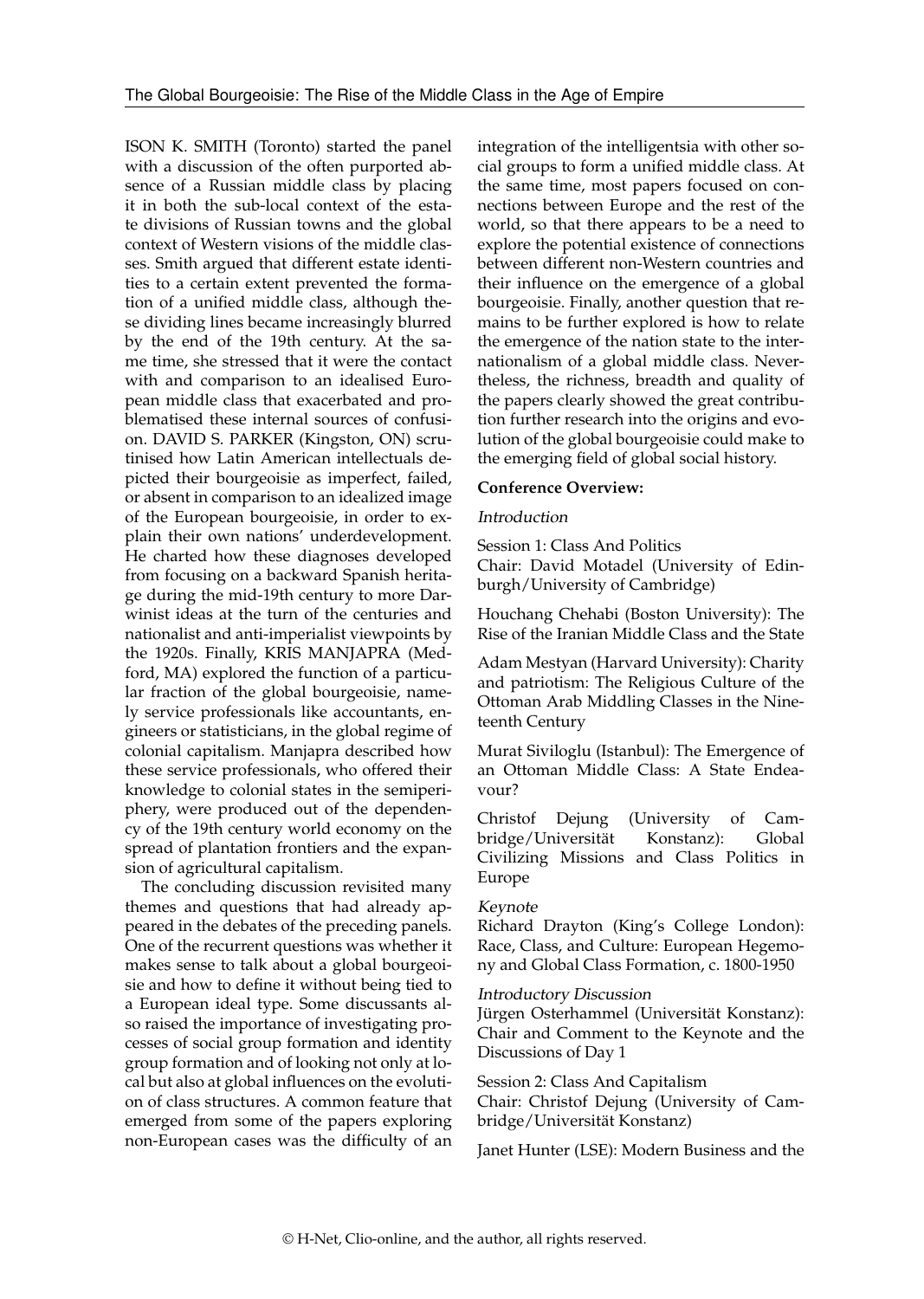ISON K. SMITH (Toronto) started the panel with a discussion of the often purported absence of a Russian middle class by placing it in both the sub-local context of the estate divisions of Russian towns and the global context of Western visions of the middle classes. Smith argued that different estate identities to a certain extent prevented the formation of a unified middle class, although these dividing lines became increasingly blurred by the end of the 19th century. At the same time, she stressed that it were the contact with and comparison to an idealised European middle class that exacerbated and problematised these internal sources of confusion. DAVID S. PARKER (Kingston, ON) scrutinised how Latin American intellectuals depicted their bourgeoisie as imperfect, failed, or absent in comparison to an idealized image of the European bourgeoisie, in order to explain their own nations' underdevelopment. He charted how these diagnoses developed from focusing on a backward Spanish heritage during the mid-19th century to more Darwinist ideas at the turn of the centuries and nationalist and anti-imperialist viewpoints by the 1920s. Finally, KRIS MANJAPRA (Medford, MA) explored the function of a particular fraction of the global bourgeoisie, namely service professionals like accountants, engineers or statisticians, in the global regime of colonial capitalism. Manjapra described how these service professionals, who offered their knowledge to colonial states in the semiperiphery, were produced out of the dependency of the 19th century world economy on the spread of plantation frontiers and the expansion of agricultural capitalism.

The concluding discussion revisited many themes and questions that had already appeared in the debates of the preceding panels. One of the recurrent questions was whether it makes sense to talk about a global bourgeoisie and how to define it without being tied to a European ideal type. Some discussants also raised the importance of investigating processes of social group formation and identity group formation and of looking not only at local but also at global influences on the evolution of class structures. A common feature that emerged from some of the papers exploring non-European cases was the difficulty of an integration of the intelligentsia with other social groups to form a unified middle class. At the same time, most papers focused on connections between Europe and the rest of the world, so that there appears to be a need to explore the potential existence of connections between different non-Western countries and their influence on the emergence of a global bourgeoisie. Finally, another question that remains to be further explored is how to relate the emergence of the nation state to the internationalism of a global middle class. Nevertheless, the richness, breadth and quality of the papers clearly showed the great contribution further research into the origins and evolution of the global bourgeoisie could make to the emerging field of global social history.

**Conference Overview:**

*Introduction*

Session 1: Class And Politics
Chair: David Motadel (University of Edinburgh/University of Cambridge)

Houchang Chehabi (Boston University): The Rise of the Iranian Middle Class and the State

Adam Mestyan (Harvard University): Charity and patriotism: The Religious Culture of the Ottoman Arab Middling Classes in the Nineteenth Century

Murat Siviloglu (Istanbul): The Emergence of an Ottoman Middle Class: A State Endeavour?

Christof Dejung (University of Cambridge/Universität Konstanz): Global Civilizing Missions and Class Politics in Europe

*Keynote*
Richard Drayton (King's College London): Race, Class, and Culture: European Hegemony and Global Class Formation, c. 1800-1950

*Introductory Discussion*
Jürgen Osterhammel (Universität Konstanz): Chair and Comment to the Keynote and the Discussions of Day 1

Session 2: Class And Capitalism
Chair: Christof Dejung (University of Cambridge/Universität Konstanz)

Janet Hunter (LSE): Modern Business and the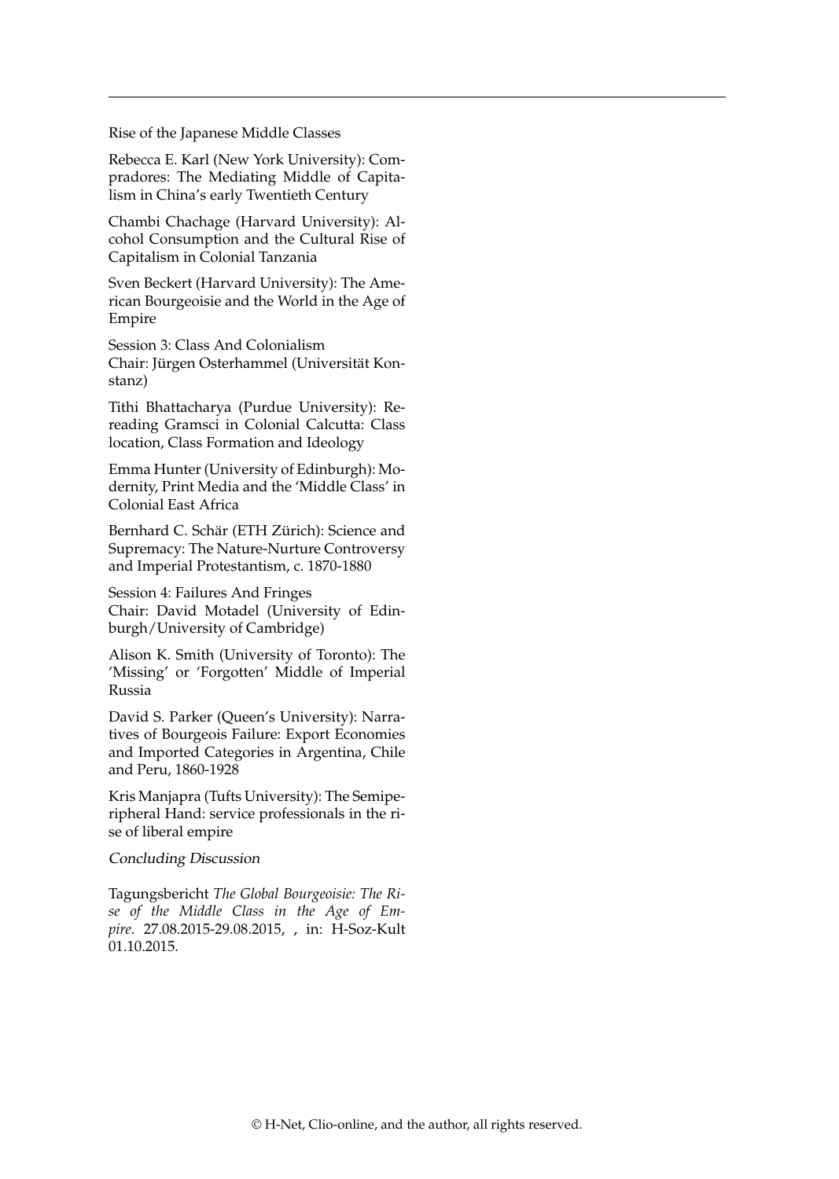Rise of the Japanese Middle Classes

Rebecca E. Karl (New York University): Compradores: The Mediating Middle of Capitalism in China's early Twentieth Century

Chambi Chachage (Harvard University): Alcohol Consumption and the Cultural Rise of Capitalism in Colonial Tanzania

Sven Beckert (Harvard University): The American Bourgeoisie and the World in the Age of Empire

Session 3: Class And Colonialism
Chair: Jürgen Osterhammel (Universität Konstanz)

Tithi Bhattacharya (Purdue University): Rereading Gramsci in Colonial Calcutta: Class location, Class Formation and Ideology

Emma Hunter (University of Edinburgh): Modernity, Print Media and the 'Middle Class' in Colonial East Africa

Bernhard C. Schär (ETH Zürich): Science and Supremacy: The Nature-Nurture Controversy and Imperial Protestantism, c. 1870-1880

Session 4: Failures And Fringes
Chair: David Motadel (University of Edinburgh/University of Cambridge)

Alison K. Smith (University of Toronto): The 'Missing' or 'Forgotten' Middle of Imperial Russia

David S. Parker (Queen's University): Narratives of Bourgeois Failure: Export Economies and Imported Categories in Argentina, Chile and Peru, 1860-1928

Kris Manjapra (Tufts University): The Semiperipheral Hand: service professionals in the rise of liberal empire

*Concluding Discussion*

Tagungsbericht *The Global Bourgeoisie: The Rise of the Middle Class in the Age of Empire*. 27.08.2015-29.08.2015, , in: H-Soz-Kult 01.10.2015.